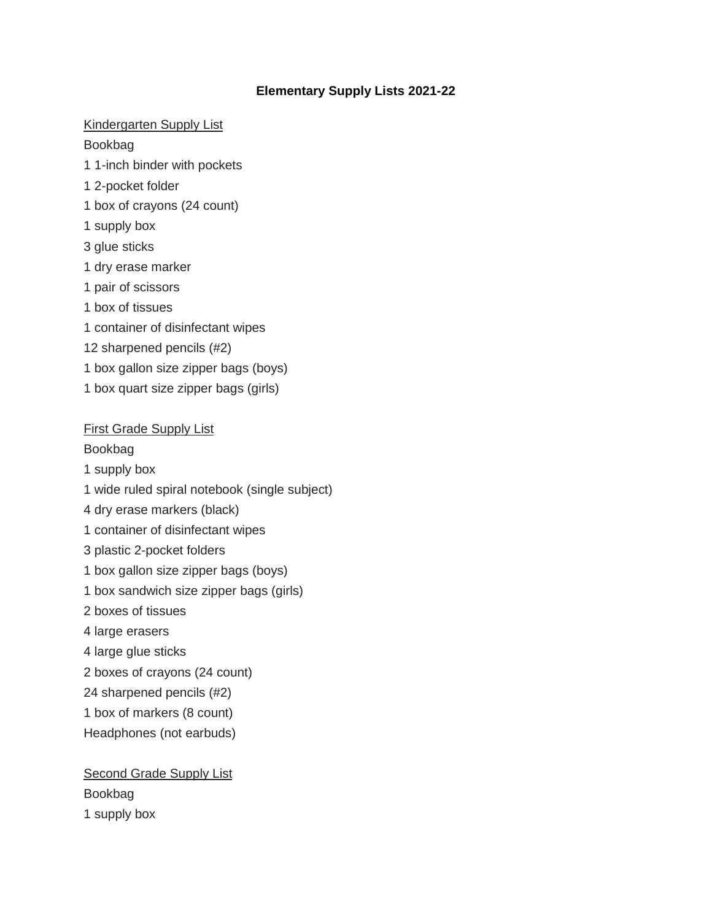# Elementary Supply Lists 2021-22

<u>Kindergarten Supply List</u>

Bookbag
1 1-inch binder with pockets
1 2-pocket folder
1 box of crayons (24 count)
1 supply box
3 glue sticks
1 dry erase marker
1 pair of scissors
1 box of tissues
1 container of disinfectant wipes
12 sharpened pencils (#2)
1 box gallon size zipper bags (boys)
1 box quart size zipper bags (girls)

<u>First Grade Supply List</u>

Bookbag
1 supply box
1 wide ruled spiral notebook (single subject)
4 dry erase markers (black)
1 container of disinfectant wipes
3 plastic 2-pocket folders
1 box gallon size zipper bags (boys)
1 box sandwich size zipper bags (girls)
2 boxes of tissues
4 large erasers
4 large glue sticks
2 boxes of crayons (24 count)
24 sharpened pencils (#2)
1 box of markers (8 count)
Headphones (not earbuds)

<u>Second Grade Supply List</u>

Bookbag
1 supply box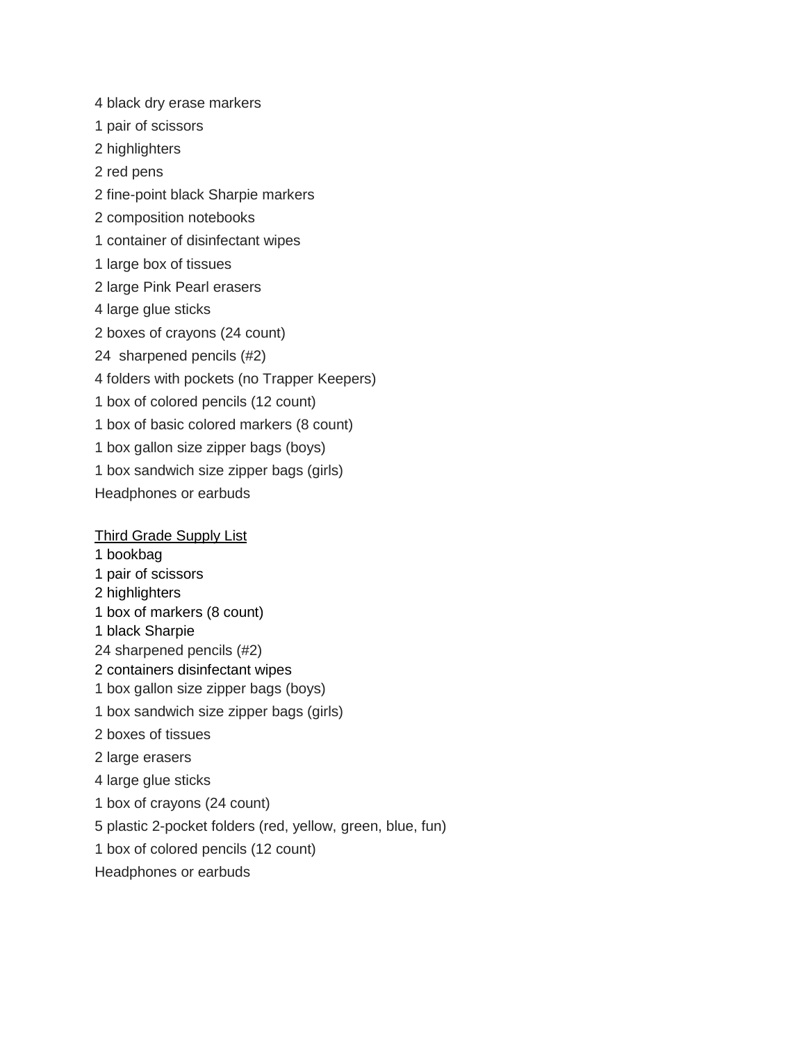4 black dry erase markers

1 pair of scissors

2 highlighters

2 red pens

2 fine-point black Sharpie markers

2 composition notebooks

1 container of disinfectant wipes

1 large box of tissues

2 large Pink Pearl erasers

4 large glue sticks

2 boxes of crayons (24 count)

24  sharpened pencils (#2)

4 folders with pockets (no Trapper Keepers)

1 box of colored pencils (12 count)

1 box of basic colored markers (8 count)

1 box gallon size zipper bags (boys)

1 box sandwich size zipper bags (girls)

Headphones or earbuds

<u>Third Grade Supply List</u>

1 bookbag
1 pair of scissors
2 highlighters
1 box of markers (8 count)
1 black Sharpie
24 sharpened pencils (#2)
2 containers disinfectant wipes
1 box gallon size zipper bags (boys)
1 box sandwich size zipper bags (girls)
2 boxes of tissues
2 large erasers
4 large glue sticks
1 box of crayons (24 count)
5 plastic 2-pocket folders (red, yellow, green, blue, fun)
1 box of colored pencils (12 count)
Headphones or earbuds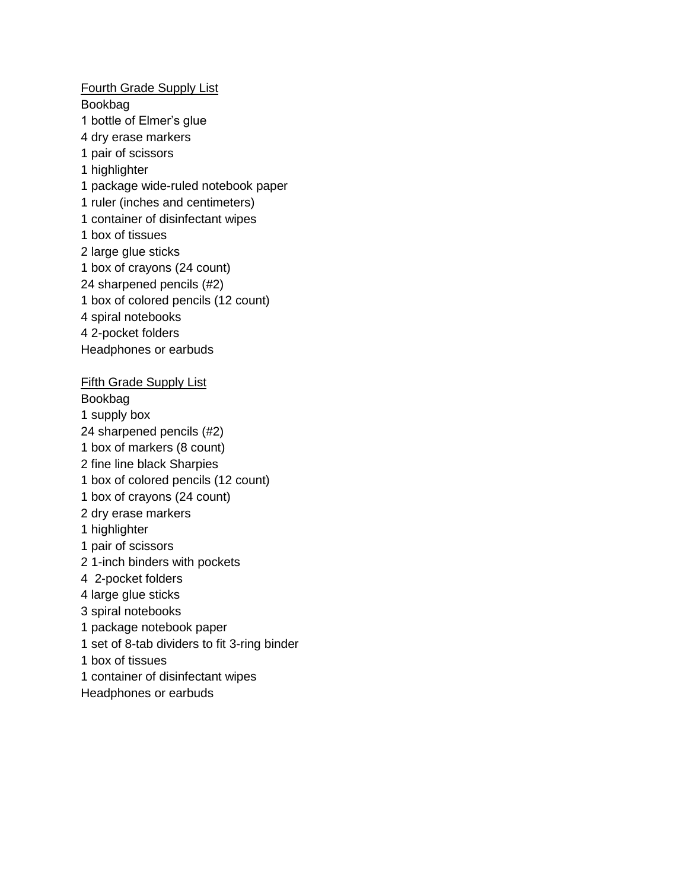Fourth Grade Supply List

Bookbag
1 bottle of Elmer's glue
4 dry erase markers
1 pair of scissors
1 highlighter
1 package wide-ruled notebook paper
1 ruler (inches and centimeters)
1 container of disinfectant wipes
1 box of tissues
2 large glue sticks
1 box of crayons (24 count)
24 sharpened pencils (#2)
1 box of colored pencils (12 count)
4 spiral notebooks
4 2-pocket folders
Headphones or earbuds

Fifth Grade Supply List

Bookbag
1 supply box
24 sharpened pencils (#2)
1 box of markers (8 count)
2 fine line black Sharpies
1 box of colored pencils (12 count)
1 box of crayons (24 count)
2 dry erase markers
1 highlighter
1 pair of scissors
2 1-inch binders with pockets
4 2-pocket folders
4 large glue sticks
3 spiral notebooks
1 package notebook paper
1 set of 8-tab dividers to fit 3-ring binder
1 box of tissues
1 container of disinfectant wipes
Headphones or earbuds